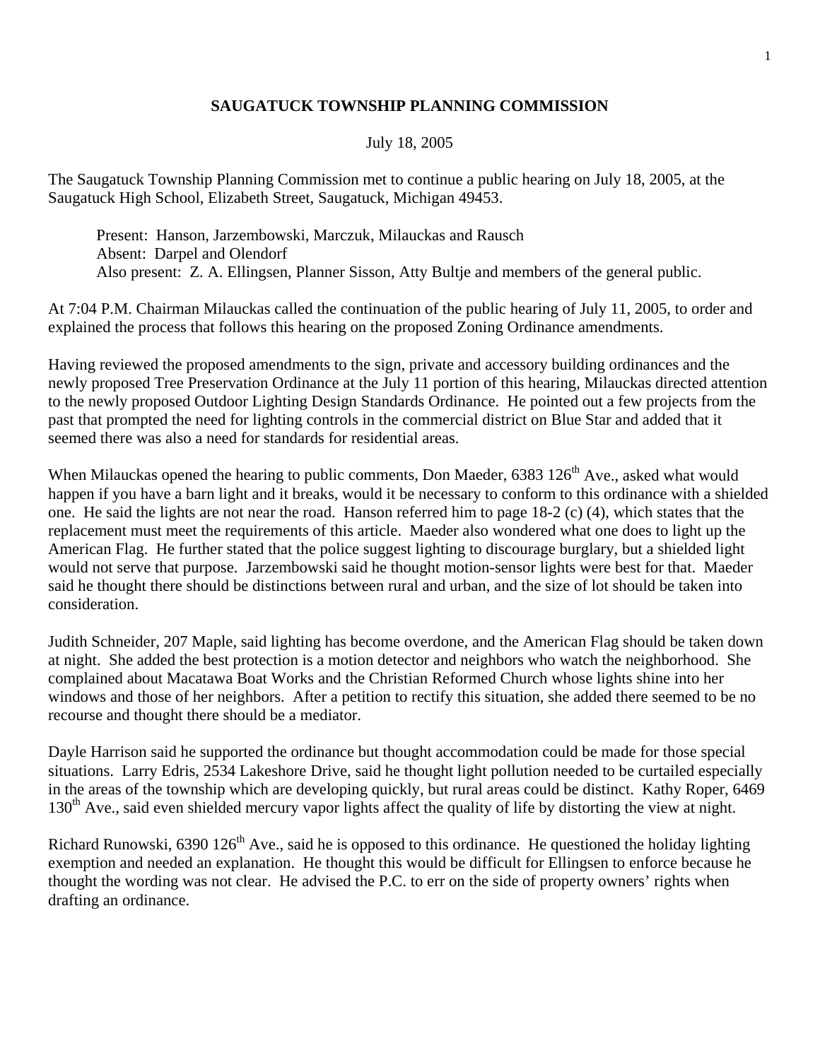# SAUGATUCK TOWNSHIP PLANNING COMMISSION

July 18, 2005

The Saugatuck Township Planning Commission met to continue a public hearing on July 18, 2005, at the Saugatuck High School, Elizabeth Street, Saugatuck, Michigan 49453.

Present: Hanson, Jarzembowski, Marczuk, Milauckas and Rausch
Absent: Darpel and Olendorf
Also present: Z. A. Ellingsen, Planner Sisson, Atty Bultje and members of the general public.

At 7:04 P.M. Chairman Milauckas called the continuation of the public hearing of July 11, 2005, to order and explained the process that follows this hearing on the proposed Zoning Ordinance amendments.

Having reviewed the proposed amendments to the sign, private and accessory building ordinances and the newly proposed Tree Preservation Ordinance at the July 11 portion of this hearing, Milauckas directed attention to the newly proposed Outdoor Lighting Design Standards Ordinance. He pointed out a few projects from the past that prompted the need for lighting controls in the commercial district on Blue Star and added that it seemed there was also a need for standards for residential areas.

When Milauckas opened the hearing to public comments, Don Maeder, 6383 126th Ave., asked what would happen if you have a barn light and it breaks, would it be necessary to conform to this ordinance with a shielded one. He said the lights are not near the road. Hanson referred him to page 18-2 (c) (4), which states that the replacement must meet the requirements of this article. Maeder also wondered what one does to light up the American Flag. He further stated that the police suggest lighting to discourage burglary, but a shielded light would not serve that purpose. Jarzembowski said he thought motion-sensor lights were best for that. Maeder said he thought there should be distinctions between rural and urban, and the size of lot should be taken into consideration.

Judith Schneider, 207 Maple, said lighting has become overdone, and the American Flag should be taken down at night. She added the best protection is a motion detector and neighbors who watch the neighborhood. She complained about Macatawa Boat Works and the Christian Reformed Church whose lights shine into her windows and those of her neighbors. After a petition to rectify this situation, she added there seemed to be no recourse and thought there should be a mediator.

Dayle Harrison said he supported the ordinance but thought accommodation could be made for those special situations. Larry Edris, 2534 Lakeshore Drive, said he thought light pollution needed to be curtailed especially in the areas of the township which are developing quickly, but rural areas could be distinct. Kathy Roper, 6469 130th Ave., said even shielded mercury vapor lights affect the quality of life by distorting the view at night.

Richard Runowski, 6390 126th Ave., said he is opposed to this ordinance. He questioned the holiday lighting exemption and needed an explanation. He thought this would be difficult for Ellingsen to enforce because he thought the wording was not clear. He advised the P.C. to err on the side of property owners' rights when drafting an ordinance.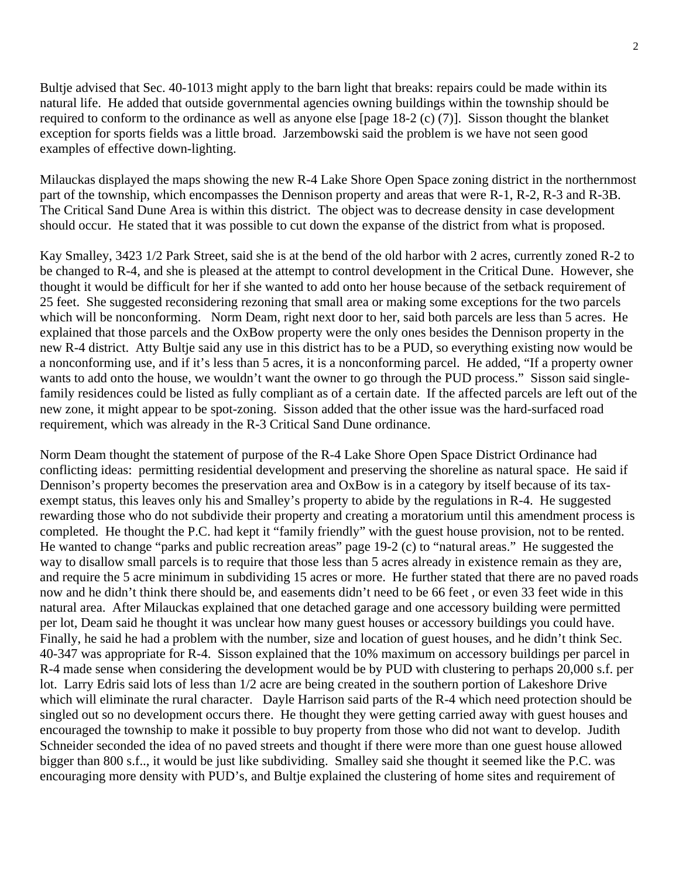Bultje advised that Sec. 40-1013 might apply to the barn light that breaks: repairs could be made within its natural life. He added that outside governmental agencies owning buildings within the township should be required to conform to the ordinance as well as anyone else [page 18-2 (c) (7)]. Sisson thought the blanket exception for sports fields was a little broad. Jarzembowski said the problem is we have not seen good examples of effective down-lighting.

Milauckas displayed the maps showing the new R-4 Lake Shore Open Space zoning district in the northernmost part of the township, which encompasses the Dennison property and areas that were R-1, R-2, R-3 and R-3B. The Critical Sand Dune Area is within this district. The object was to decrease density in case development should occur. He stated that it was possible to cut down the expanse of the district from what is proposed.

Kay Smalley, 3423 1/2 Park Street, said she is at the bend of the old harbor with 2 acres, currently zoned R-2 to be changed to R-4, and she is pleased at the attempt to control development in the Critical Dune. However, she thought it would be difficult for her if she wanted to add onto her house because of the setback requirement of 25 feet. She suggested reconsidering rezoning that small area or making some exceptions for the two parcels which will be nonconforming. Norm Deam, right next door to her, said both parcels are less than 5 acres. He explained that those parcels and the OxBow property were the only ones besides the Dennison property in the new R-4 district. Atty Bultje said any use in this district has to be a PUD, so everything existing now would be a nonconforming use, and if it's less than 5 acres, it is a nonconforming parcel. He added, "If a property owner wants to add onto the house, we wouldn't want the owner to go through the PUD process." Sisson said single-family residences could be listed as fully compliant as of a certain date. If the affected parcels are left out of the new zone, it might appear to be spot-zoning. Sisson added that the other issue was the hard-surfaced road requirement, which was already in the R-3 Critical Sand Dune ordinance.

Norm Deam thought the statement of purpose of the R-4 Lake Shore Open Space District Ordinance had conflicting ideas: permitting residential development and preserving the shoreline as natural space. He said if Dennison's property becomes the preservation area and OxBow is in a category by itself because of its tax-exempt status, this leaves only his and Smalley's property to abide by the regulations in R-4. He suggested rewarding those who do not subdivide their property and creating a moratorium until this amendment process is completed. He thought the P.C. had kept it "family friendly" with the guest house provision, not to be rented. He wanted to change "parks and public recreation areas" page 19-2 (c) to "natural areas." He suggested the way to disallow small parcels is to require that those less than 5 acres already in existence remain as they are, and require the 5 acre minimum in subdividing 15 acres or more. He further stated that there are no paved roads now and he didn't think there should be, and easements didn't need to be 66 feet , or even 33 feet wide in this natural area. After Milauckas explained that one detached garage and one accessory building were permitted per lot, Deam said he thought it was unclear how many guest houses or accessory buildings you could have. Finally, he said he had a problem with the number, size and location of guest houses, and he didn't think Sec. 40-347 was appropriate for R-4. Sisson explained that the 10% maximum on accessory buildings per parcel in R-4 made sense when considering the development would be by PUD with clustering to perhaps 20,000 s.f. per lot. Larry Edris said lots of less than 1/2 acre are being created in the southern portion of Lakeshore Drive which will eliminate the rural character. Dayle Harrison said parts of the R-4 which need protection should be singled out so no development occurs there. He thought they were getting carried away with guest houses and encouraged the township to make it possible to buy property from those who did not want to develop. Judith Schneider seconded the idea of no paved streets and thought if there were more than one guest house allowed bigger than 800 s.f.., it would be just like subdividing. Smalley said she thought it seemed like the P.C. was encouraging more density with PUD's, and Bultje explained the clustering of home sites and requirement of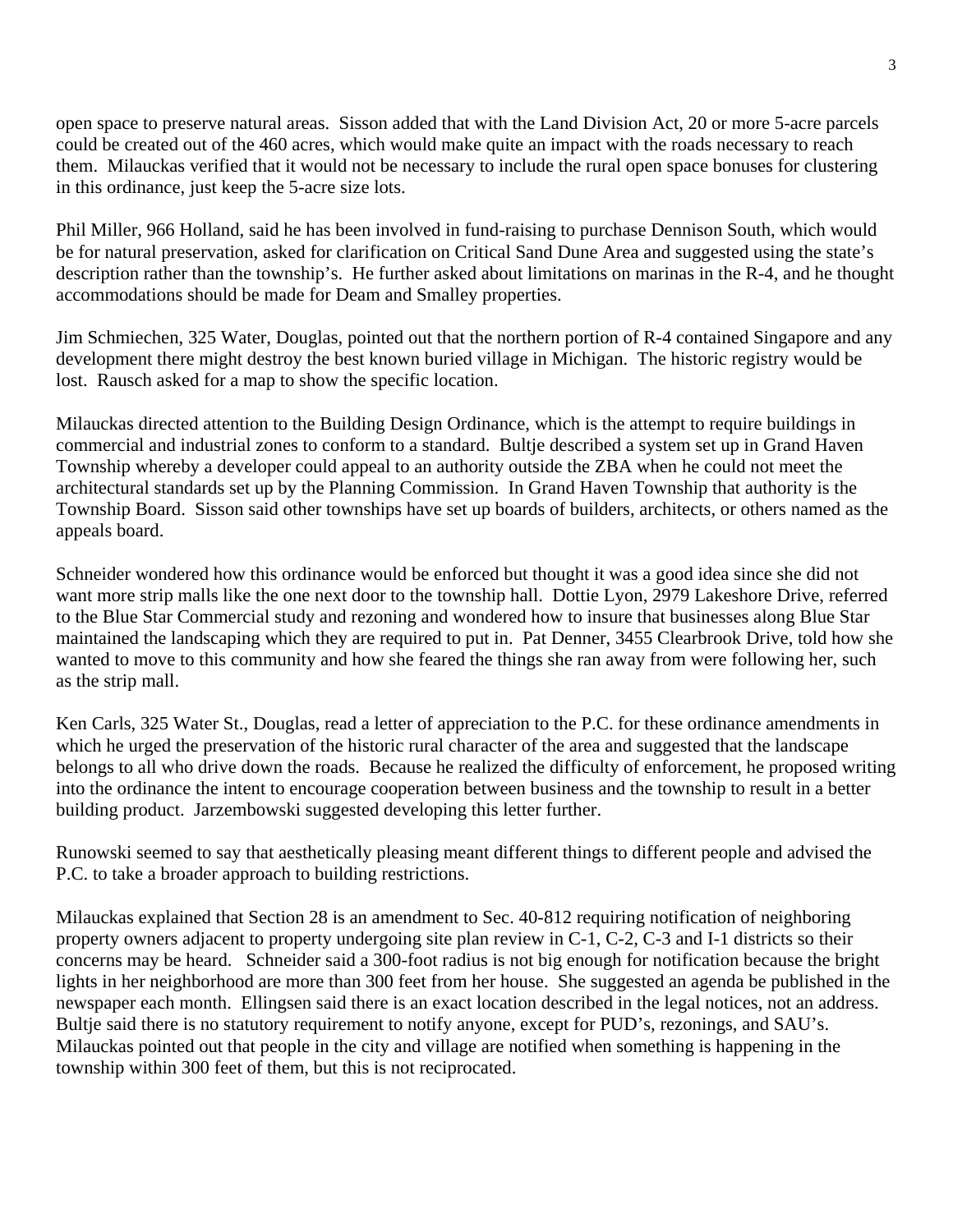open space to preserve natural areas. Sisson added that with the Land Division Act, 20 or more 5-acre parcels could be created out of the 460 acres, which would make quite an impact with the roads necessary to reach them. Milauckas verified that it would not be necessary to include the rural open space bonuses for clustering in this ordinance, just keep the 5-acre size lots.

Phil Miller, 966 Holland, said he has been involved in fund-raising to purchase Dennison South, which would be for natural preservation, asked for clarification on Critical Sand Dune Area and suggested using the state's description rather than the township's. He further asked about limitations on marinas in the R-4, and he thought accommodations should be made for Deam and Smalley properties.

Jim Schmiechen, 325 Water, Douglas, pointed out that the northern portion of R-4 contained Singapore and any development there might destroy the best known buried village in Michigan. The historic registry would be lost. Rausch asked for a map to show the specific location.

Milauckas directed attention to the Building Design Ordinance, which is the attempt to require buildings in commercial and industrial zones to conform to a standard. Bultje described a system set up in Grand Haven Township whereby a developer could appeal to an authority outside the ZBA when he could not meet the architectural standards set up by the Planning Commission. In Grand Haven Township that authority is the Township Board. Sisson said other townships have set up boards of builders, architects, or others named as the appeals board.

Schneider wondered how this ordinance would be enforced but thought it was a good idea since she did not want more strip malls like the one next door to the township hall. Dottie Lyon, 2979 Lakeshore Drive, referred to the Blue Star Commercial study and rezoning and wondered how to insure that businesses along Blue Star maintained the landscaping which they are required to put in. Pat Denner, 3455 Clearbrook Drive, told how she wanted to move to this community and how she feared the things she ran away from were following her, such as the strip mall.

Ken Carls, 325 Water St., Douglas, read a letter of appreciation to the P.C. for these ordinance amendments in which he urged the preservation of the historic rural character of the area and suggested that the landscape belongs to all who drive down the roads. Because he realized the difficulty of enforcement, he proposed writing into the ordinance the intent to encourage cooperation between business and the township to result in a better building product. Jarzembowski suggested developing this letter further.

Runowski seemed to say that aesthetically pleasing meant different things to different people and advised the P.C. to take a broader approach to building restrictions.

Milauckas explained that Section 28 is an amendment to Sec. 40-812 requiring notification of neighboring property owners adjacent to property undergoing site plan review in C-1, C-2, C-3 and I-1 districts so their concerns may be heard. Schneider said a 300-foot radius is not big enough for notification because the bright lights in her neighborhood are more than 300 feet from her house. She suggested an agenda be published in the newspaper each month. Ellingsen said there is an exact location described in the legal notices, not an address. Bultje said there is no statutory requirement to notify anyone, except for PUD's, rezonings, and SAU's. Milauckas pointed out that people in the city and village are notified when something is happening in the township within 300 feet of them, but this is not reciprocated.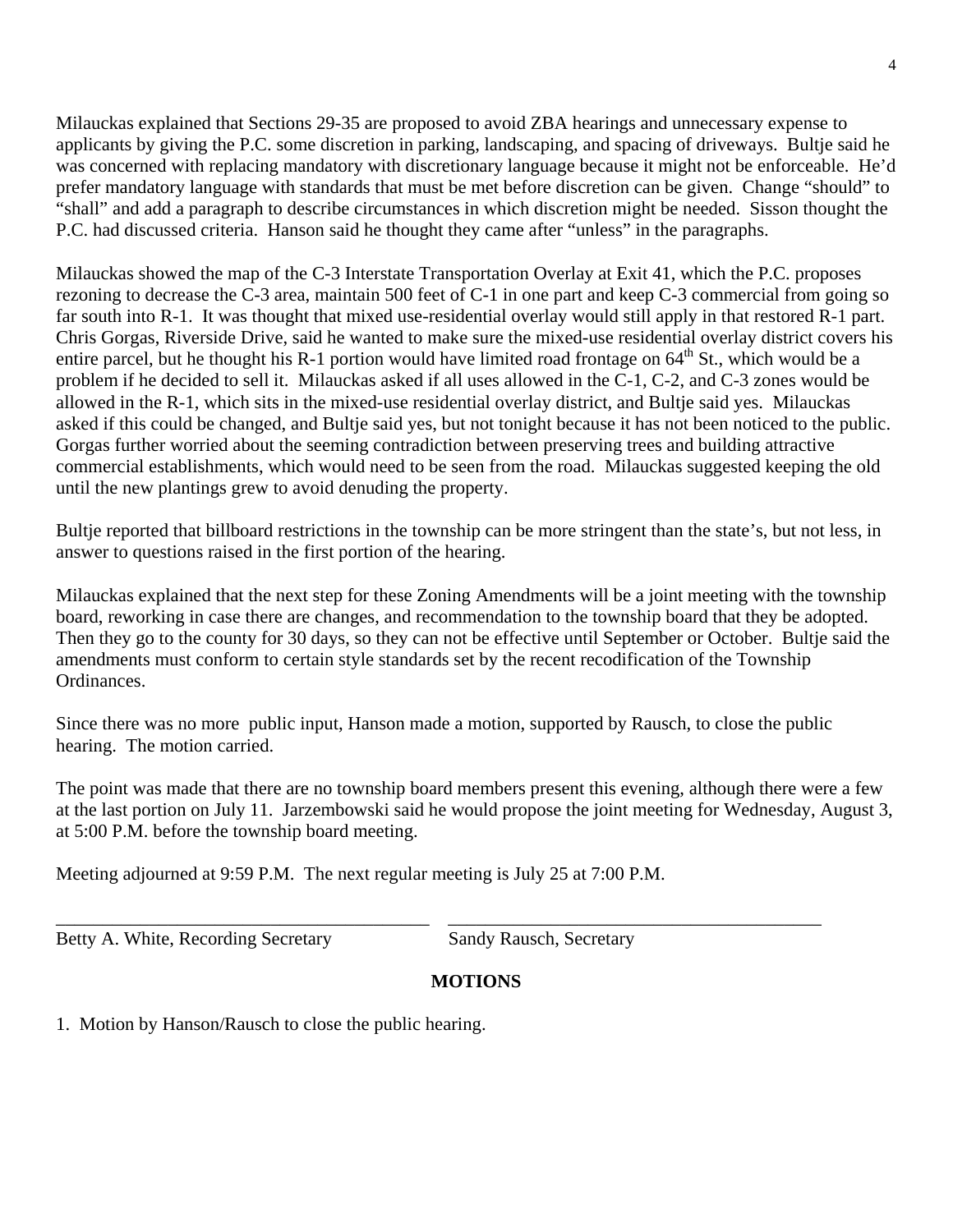Milauckas explained that Sections 29-35 are proposed to avoid ZBA hearings and unnecessary expense to applicants by giving the P.C. some discretion in parking, landscaping, and spacing of driveways. Bultje said he was concerned with replacing mandatory with discretionary language because it might not be enforceable. He'd prefer mandatory language with standards that must be met before discretion can be given. Change "should" to "shall" and add a paragraph to describe circumstances in which discretion might be needed. Sisson thought the P.C. had discussed criteria. Hanson said he thought they came after "unless" in the paragraphs.

Milauckas showed the map of the C-3 Interstate Transportation Overlay at Exit 41, which the P.C. proposes rezoning to decrease the C-3 area, maintain 500 feet of C-1 in one part and keep C-3 commercial from going so far south into R-1. It was thought that mixed use-residential overlay would still apply in that restored R-1 part. Chris Gorgas, Riverside Drive, said he wanted to make sure the mixed-use residential overlay district covers his entire parcel, but he thought his R-1 portion would have limited road frontage on 64th St., which would be a problem if he decided to sell it. Milauckas asked if all uses allowed in the C-1, C-2, and C-3 zones would be allowed in the R-1, which sits in the mixed-use residential overlay district, and Bultje said yes. Milauckas asked if this could be changed, and Bultje said yes, but not tonight because it has not been noticed to the public. Gorgas further worried about the seeming contradiction between preserving trees and building attractive commercial establishments, which would need to be seen from the road. Milauckas suggested keeping the old until the new plantings grew to avoid denuding the property.

Bultje reported that billboard restrictions in the township can be more stringent than the state's, but not less, in answer to questions raised in the first portion of the hearing.

Milauckas explained that the next step for these Zoning Amendments will be a joint meeting with the township board, reworking in case there are changes, and recommendation to the township board that they be adopted. Then they go to the county for 30 days, so they can not be effective until September or October. Bultje said the amendments must conform to certain style standards set by the recent recodification of the Township Ordinances.

Since there was no more public input, Hanson made a motion, supported by Rausch, to close the public hearing. The motion carried.

The point was made that there are no township board members present this evening, although there were a few at the last portion on July 11. Jarzembowski said he would propose the joint meeting for Wednesday, August 3, at 5:00 P.M. before the township board meeting.

Meeting adjourned at 9:59 P.M. The next regular meeting is July 25 at 7:00 P.M.

\_\_\_\_\_\_\_\_\_\_\_\_\_\_\_\_\_\_\_\_\_\_\_\_\_\_\_\_\_\_\_\_\_\_\_\_\_\_\_\_ \_\_\_\_\_\_\_\_\_\_\_\_\_\_\_\_\_\_\_\_\_\_\_\_\_\_\_\_\_\_\_\_\_\_\_\_\_\_\_\_

Betty A. White, Recording Secretary Sandy Rausch, Secretary

**MOTIONS**

1. Motion by Hanson/Rausch to close the public hearing.